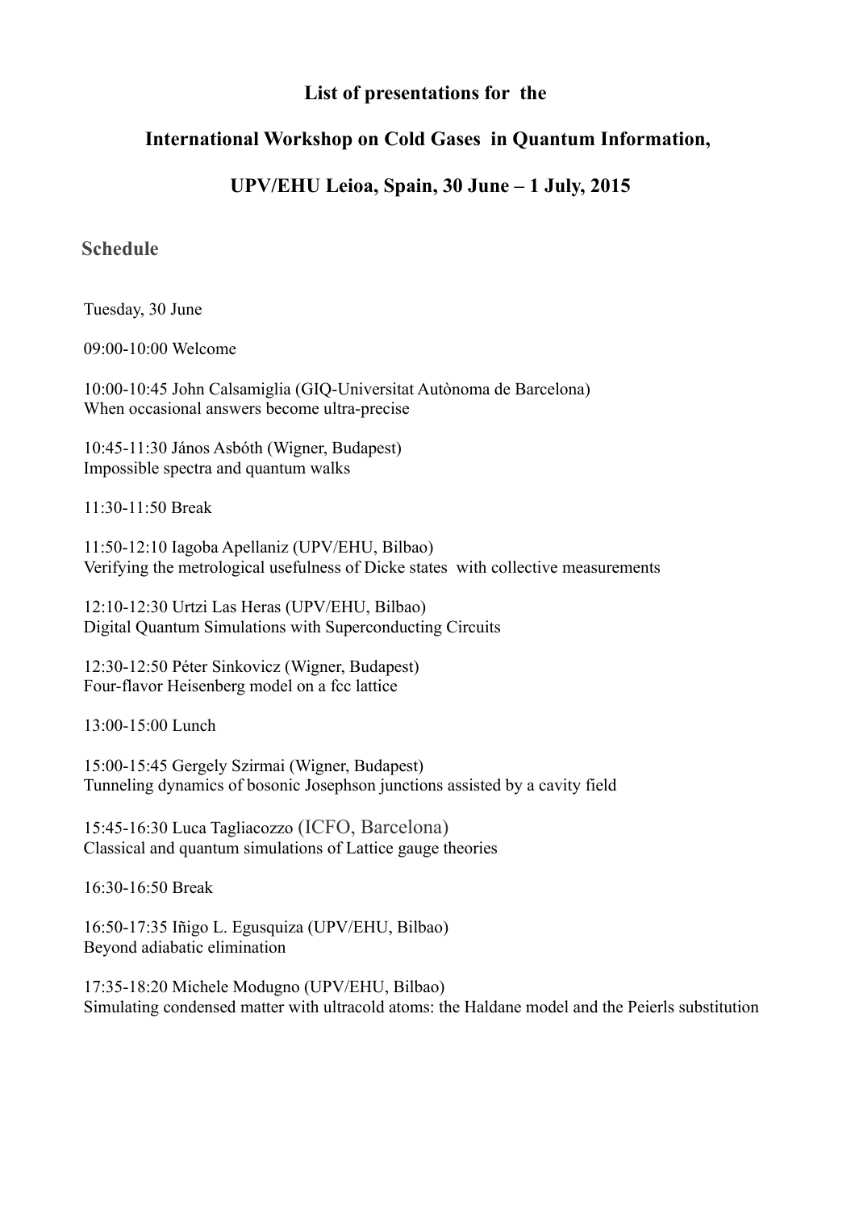# List of presentations for the

# International Workshop on Cold Gases in Quantum Information,

# UPV/EHU Leioa, Spain, 30 June – 1 July, 2015

## Schedule

Tuesday, 30 June

09:00-10:00 Welcome

10:00-10:45 John Calsamiglia (GIQ-Universitat Autònoma de Barcelona)
When occasional answers become ultra-precise

10:45-11:30 János Asbóth (Wigner, Budapest)
Impossible spectra and quantum walks

11:30-11:50 Break

11:50-12:10 Iagoba Apellaniz (UPV/EHU, Bilbao)
Verifying the metrological usefulness of Dicke states with collective measurements

12:10-12:30 Urtzi Las Heras (UPV/EHU, Bilbao)
Digital Quantum Simulations with Superconducting Circuits

12:30-12:50 Péter Sinkovicz (Wigner, Budapest)
Four-flavor Heisenberg model on a fcc lattice

13:00-15:00 Lunch

15:00-15:45 Gergely Szirmai (Wigner, Budapest)
Tunneling dynamics of bosonic Josephson junctions assisted by a cavity field

15:45-16:30 Luca Tagliacozzo (ICFO, Barcelona)
Classical and quantum simulations of Lattice gauge theories

16:30-16:50 Break

16:50-17:35 Iñigo L. Egusquiza (UPV/EHU, Bilbao)
Beyond adiabatic elimination

17:35-18:20 Michele Modugno (UPV/EHU, Bilbao)
Simulating condensed matter with ultracold atoms: the Haldane model and the Peierls substitution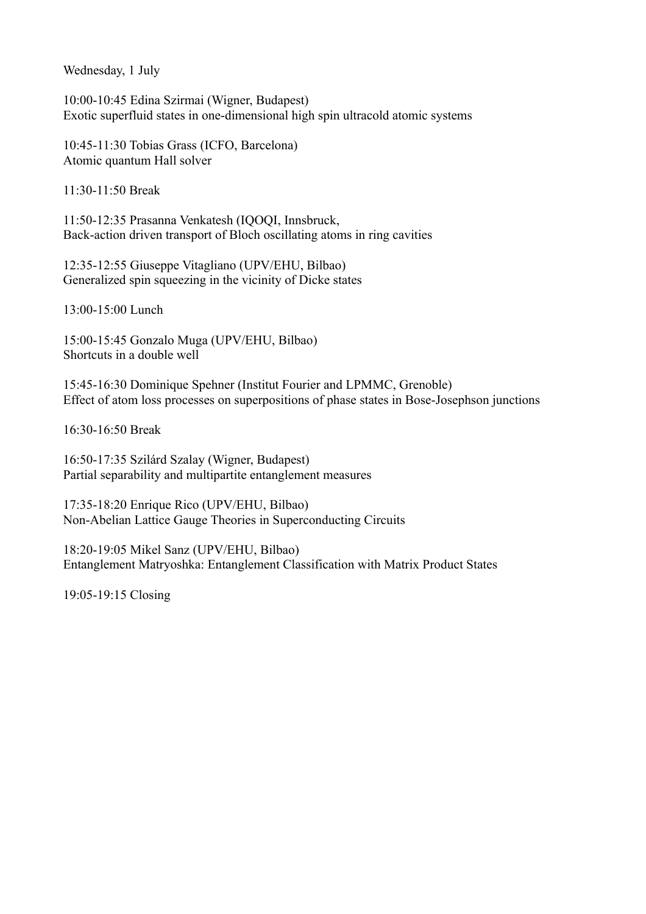Wednesday, 1 July

10:00-10:45 Edina Szirmai (Wigner, Budapest)
Exotic superfluid states in one-dimensional high spin ultracold atomic systems

10:45-11:30 Tobias Grass (ICFO, Barcelona)
Atomic quantum Hall solver

11:30-11:50 Break

11:50-12:35 Prasanna Venkatesh (IQOQI, Innsbruck,
Back-action driven transport of Bloch oscillating atoms in ring cavities

12:35-12:55 Giuseppe Vitagliano (UPV/EHU, Bilbao)
Generalized spin squeezing in the vicinity of Dicke states

13:00-15:00 Lunch

15:00-15:45 Gonzalo Muga (UPV/EHU, Bilbao)
Shortcuts in a double well

15:45-16:30 Dominique Spehner (Institut Fourier and LPMMC, Grenoble)
Effect of atom loss processes on superpositions of phase states in Bose-Josephson junctions

16:30-16:50 Break

16:50-17:35 Szilárd Szalay (Wigner, Budapest)
Partial separability and multipartite entanglement measures

17:35-18:20 Enrique Rico (UPV/EHU, Bilbao)
Non-Abelian Lattice Gauge Theories in Superconducting Circuits

18:20-19:05 Mikel Sanz (UPV/EHU, Bilbao)
Entanglement Matryoshka: Entanglement Classification with Matrix Product States

19:05-19:15 Closing